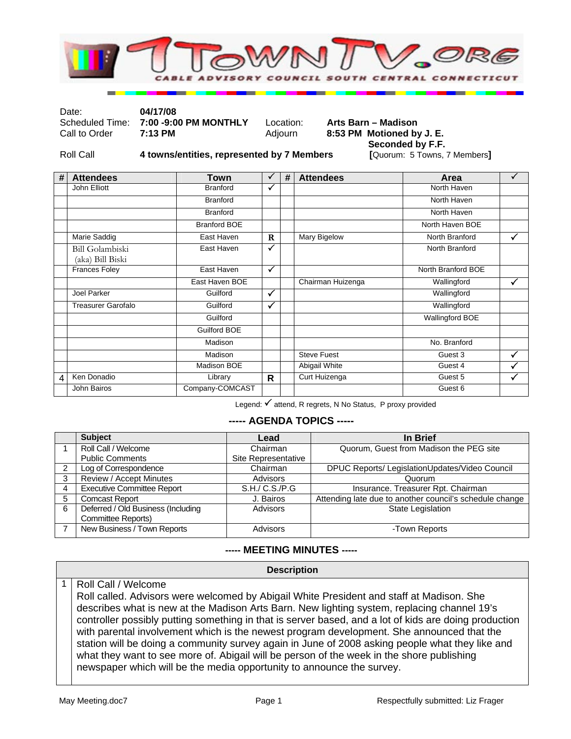# 1TOWNTV.ORG

CABLE ADVISORY COUNCIL SOUTH CENTRAL CONNECTICUT

| | | | |
|---|---|---|---|
| Date: | **04/17/08** | | |
| Scheduled Time: | **7:00 -9:00 PM MONTHLY** | Location: | **Arts Barn – Madison** |
| Call to Order | **7:13 PM** | Adjourn | **8:53 PM Motioned by J. E. Seconded by F.F.** |
| Roll Call | **4 towns/entities, represented by 7 Members** | | **[**Quorum: 5 Towns, 7 Members**]** |

| # | Attendees | Town | ✓ | # | Attendees | Area | ✓ |
|---|---|---|---|---|---|---|---|
| | John Elliott | Branford | ✓ | | | North Haven | |
| | | Branford | | | | North Haven | |
| | | Branford | | | | North Haven | |
| | | Branford BOE | | | | North Haven BOE | |
| | Marie Saddig | East Haven | R | | Mary Bigelow | North Branford | ✓ |
| | Bill Golambiski (aka) Bill Biski | East Haven | ✓ | | | North Branford | |
| | Frances Foley | East Haven | ✓ | | | North Branford BOE | |
| | | East Haven BOE | | | Chairman Huizenga | Wallingford | ✓ |
| | Joel Parker | Guilford | ✓ | | | Wallingford | |
| | Treasurer Garofalo | Guilford | ✓ | | | Wallingford | |
| | | Guilford | | | | Wallingford BOE | |
| | | Guilford BOE | | | | | |
| | | Madison | | | | No. Branford | |
| | | Madison | | | Steve Fuest | Guest 3 | ✓ |
| | | Madison BOE | | | Abigail White | Guest 4 | ✓ |
| 4 | Ken Donadio | Library | R | | Curt Huizenga | Guest 5 | ✓ |
| | John Bairos | Company-COMCAST | | | | Guest 6 | |

Legend: ✓ attend, R regrets, N No Status, P proxy provided

## ----- AGENDA TOPICS -----

| | Subject | Lead | In Brief |
|---|---|---|---|
| 1 | Roll Call / Welcome<br>Public Comments | Chairman<br>Site Representative | Quorum, Guest from Madison the PEG site |
| 2 | Log of Correspondence | Chairman | DPUC Reports/ LegislationUpdates/Video Council |
| 3 | Review / Accept Minutes | Advisors | Quorum |
| 4 | Executive Committee Report | S.H./ C.S./P.G | Insurance. Treasurer Rpt. Chairman |
| 5 | Comcast Report | J. Bairos | Attending late due to another council's schedule change |
| 6 | Deferred / Old Business (Including Committee Reports) | Advisors | State Legislation |
| 7 | New Business / Town Reports | Advisors | -Town Reports |

## ----- MEETING MINUTES -----

| | Description |
|---|---|
| 1 | Roll Call / Welcome<br>Roll called. Advisors were welcomed by Abigail White President and staff at Madison. She describes what is new at the Madison Arts Barn. New lighting system, replacing channel 19's controller possibly putting something in that is server based, and a lot of kids are doing production with parental involvement which is the newest program development. She announced that the station will be doing a community survey again in June of 2008 asking people what they like and what they want to see more of. Abigail will be person of the week in the shore publishing newspaper which will be the media opportunity to announce the survey. |

May Meeting.doc7 — Respectfully submitted: Liz Frager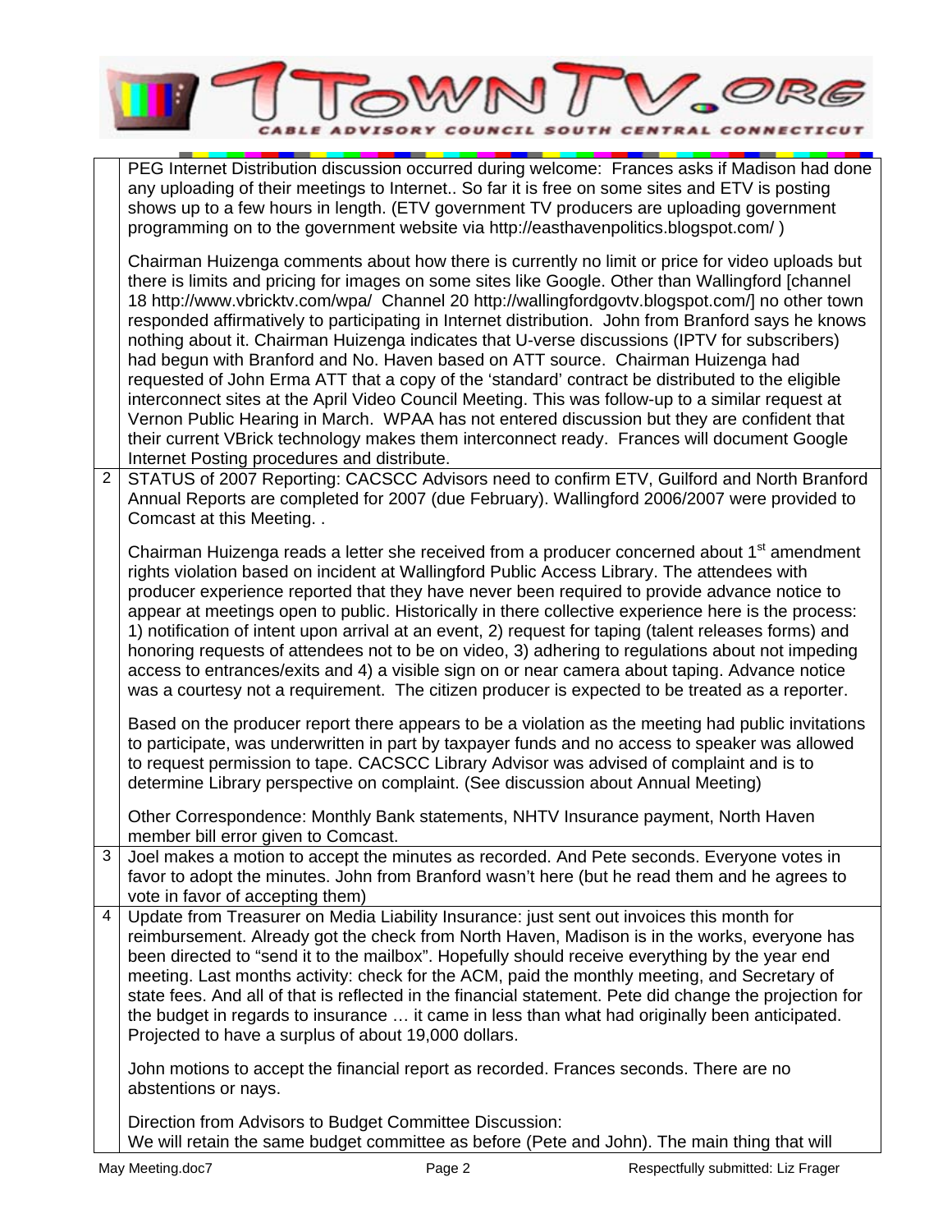| | |
|---|---|
| | PEG Internet Distribution discussion occurred during welcome: Frances asks if Madison had done any uploading of their meetings to Internet.. So far it is free on some sites and ETV is posting shows up to a few hours in length. (ETV government TV producers are uploading government programming on to the government website via http://easthavenpolitics.blogspot.com/ )<br><br>Chairman Huizenga comments about how there is currently no limit or price for video uploads but there is limits and pricing for images on some sites like Google. Other than Wallingford [channel 18 http://www.vbricktv.com/wpa/ Channel 20 http://wallingfordgovtv.blogspot.com/] no other town responded affirmatively to participating in Internet distribution. John from Branford says he knows nothing about it. Chairman Huizenga indicates that U-verse discussions (IPTV for subscribers) had begun with Branford and No. Haven based on ATT source. Chairman Huizenga had requested of John Erma ATT that a copy of the 'standard' contract be distributed to the eligible interconnect sites at the April Video Council Meeting. This was follow-up to a similar request at Vernon Public Hearing in March. WPAA has not entered discussion but they are confident that their current VBrick technology makes them interconnect ready. Frances will document Google Internet Posting procedures and distribute. |
| 2 | STATUS of 2007 Reporting: CACSCC Advisors need to confirm ETV, Guilford and North Branford Annual Reports are completed for 2007 (due February). Wallingford 2006/2007 were provided to Comcast at this Meeting. .<br><br>Chairman Huizenga reads a letter she received from a producer concerned about 1st amendment rights violation based on incident at Wallingford Public Access Library. The attendees with producer experience reported that they have never been required to provide advance notice to appear at meetings open to public. Historically in there collective experience here is the process: 1) notification of intent upon arrival at an event, 2) request for taping (talent releases forms) and honoring requests of attendees not to be on video, 3) adhering to regulations about not impeding access to entrances/exits and 4) a visible sign on or near camera about taping. Advance notice was a courtesy not a requirement. The citizen producer is expected to be treated as a reporter.<br><br>Based on the producer report there appears to be a violation as the meeting had public invitations to participate, was underwritten in part by taxpayer funds and no access to speaker was allowed to request permission to tape. CACSCC Library Advisor was advised of complaint and is to determine Library perspective on complaint. (See discussion about Annual Meeting)<br><br>Other Correspondence: Monthly Bank statements, NHTV Insurance payment, North Haven member bill error given to Comcast. |
| 3 | Joel makes a motion to accept the minutes as recorded. And Pete seconds. Everyone votes in favor to adopt the minutes. John from Branford wasn't here (but he read them and he agrees to vote in favor of accepting them) |
| 4 | Update from Treasurer on Media Liability Insurance: just sent out invoices this month for reimbursement. Already got the check from North Haven, Madison is in the works, everyone has been directed to "send it to the mailbox". Hopefully should receive everything by the year end meeting. Last months activity: check for the ACM, paid the monthly meeting, and Secretary of state fees. And all of that is reflected in the financial statement. Pete did change the projection for the budget in regards to insurance … it came in less than what had originally been anticipated. Projected to have a surplus of about 19,000 dollars.<br><br>John motions to accept the financial report as recorded. Frances seconds. There are no abstentions or nays.<br><br>Direction from Advisors to Budget Committee Discussion:<br>We will retain the same budget committee as before (Pete and John). The main thing that will |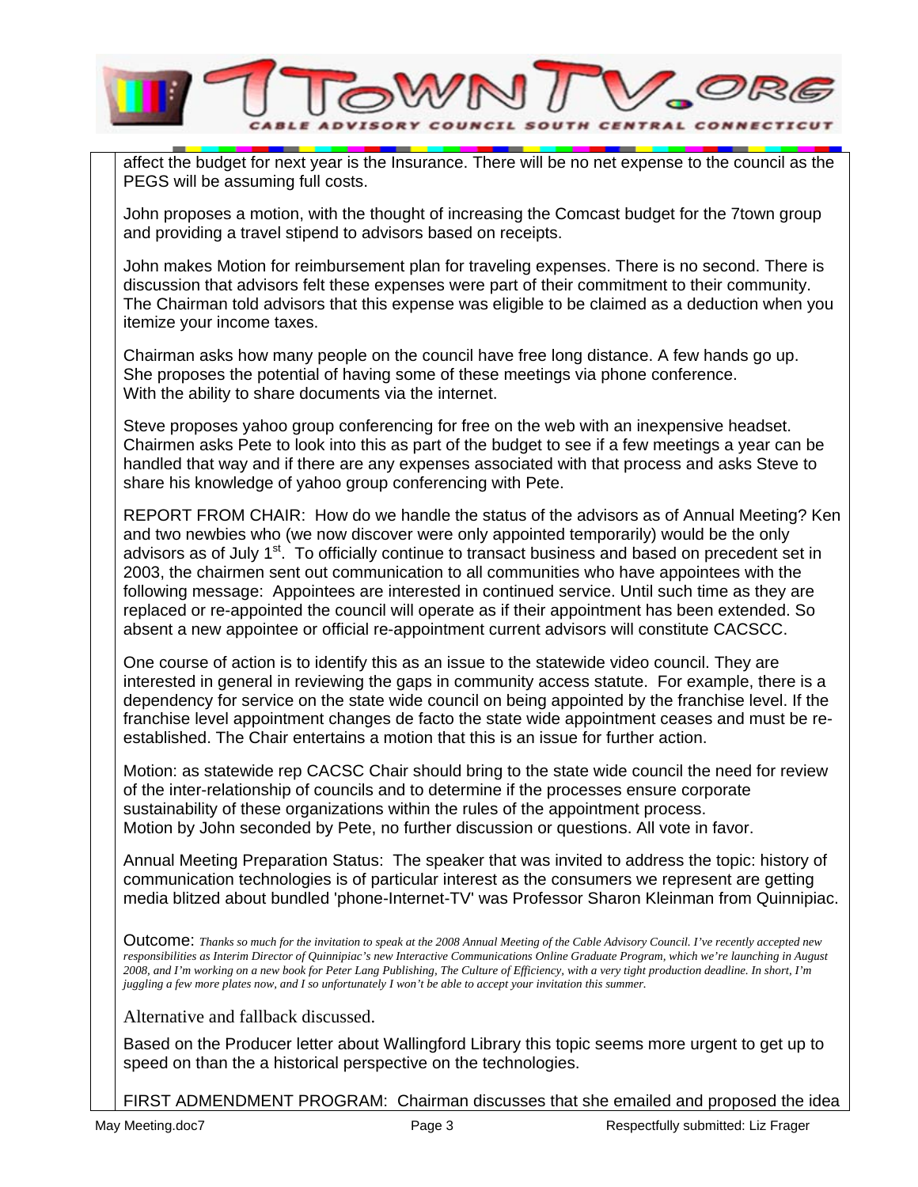affect the budget for next year is the Insurance. There will be no net expense to the council as the PEGS will be assuming full costs.

John proposes a motion, with the thought of increasing the Comcast budget for the 7town group and providing a travel stipend to advisors based on receipts.

John makes Motion for reimbursement plan for traveling expenses. There is no second. There is discussion that advisors felt these expenses were part of their commitment to their community. The Chairman told advisors that this expense was eligible to be claimed as a deduction when you itemize your income taxes.

Chairman asks how many people on the council have free long distance. A few hands go up. She proposes the potential of having some of these meetings via phone conference. With the ability to share documents via the internet.

Steve proposes yahoo group conferencing for free on the web with an inexpensive headset. Chairmen asks Pete to look into this as part of the budget to see if a few meetings a year can be handled that way and if there are any expenses associated with that process and asks Steve to share his knowledge of yahoo group conferencing with Pete.

REPORT FROM CHAIR: How do we handle the status of the advisors as of Annual Meeting? Ken and two newbies who (we now discover were only appointed temporarily) would be the only advisors as of July 1st. To officially continue to transact business and based on precedent set in 2003, the chairmen sent out communication to all communities who have appointees with the following message: Appointees are interested in continued service. Until such time as they are replaced or re-appointed the council will operate as if their appointment has been extended. So absent a new appointee or official re-appointment current advisors will constitute CACSCC.

One course of action is to identify this as an issue to the statewide video council. They are interested in general in reviewing the gaps in community access statute. For example, there is a dependency for service on the state wide council on being appointed by the franchise level. If the franchise level appointment changes de facto the state wide appointment ceases and must be re-established. The Chair entertains a motion that this is an issue for further action.

Motion: as statewide rep CACSC Chair should bring to the state wide council the need for review of the inter-relationship of councils and to determine if the processes ensure corporate sustainability of these organizations within the rules of the appointment process.
Motion by John seconded by Pete, no further discussion or questions. All vote in favor.

Annual Meeting Preparation Status: The speaker that was invited to address the topic: history of communication technologies is of particular interest as the consumers we represent are getting media blitzed about bundled 'phone-Internet-TV' was Professor Sharon Kleinman from Quinnipiac.

Outcome: *Thanks so much for the invitation to speak at the 2008 Annual Meeting of the Cable Advisory Council. I've recently accepted new responsibilities as Interim Director of Quinnipiac's new Interactive Communications Online Graduate Program, which we're launching in August 2008, and I'm working on a new book for Peter Lang Publishing, The Culture of Efficiency, with a very tight production deadline. In short, I'm juggling a few more plates now, and I so unfortunately I won't be able to accept your invitation this summer.*

Alternative and fallback discussed.

Based on the Producer letter about Wallingford Library this topic seems more urgent to get up to speed on than the a historical perspective on the technologies.

FIRST ADMENDMENT PROGRAM: Chairman discusses that she emailed and proposed the idea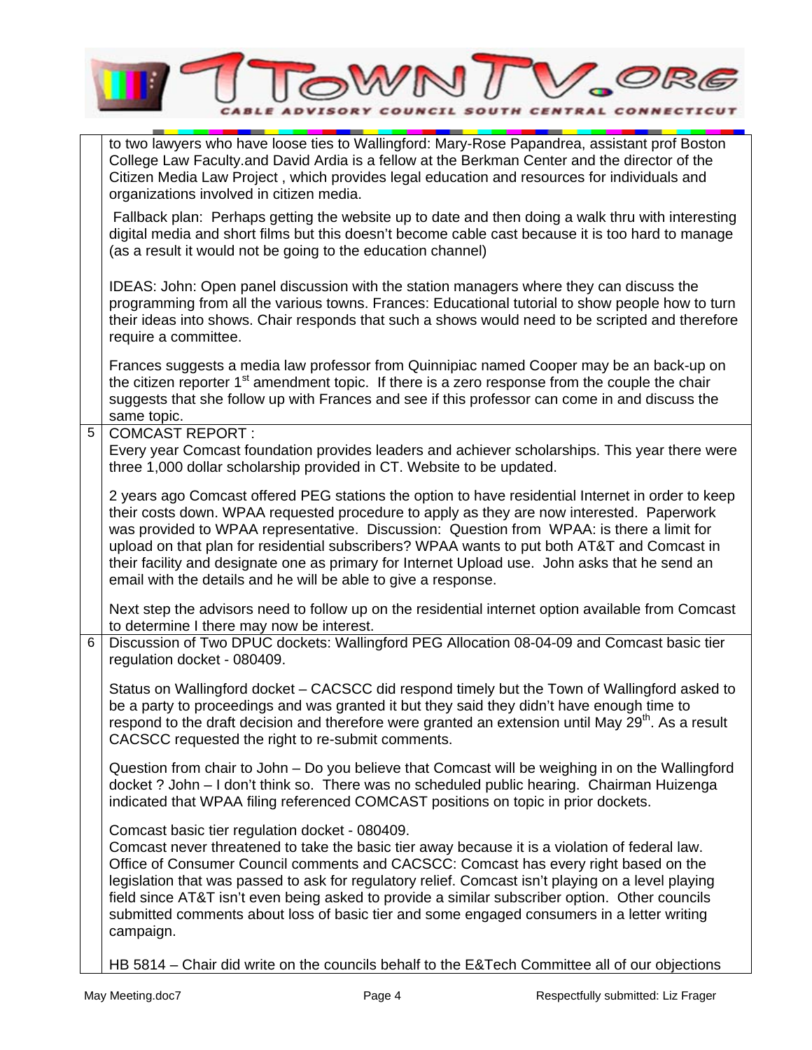| | |
|---|---|
| | to two lawyers who have loose ties to Wallingford: Mary-Rose Papandrea, assistant prof Boston College Law Faculty.and David Ardia is a fellow at the Berkman Center and the director of the Citizen Media Law Project , which provides legal education and resources for individuals and organizations involved in citizen media.<br><br>Fallback plan: Perhaps getting the website up to date and then doing a walk thru with interesting digital media and short films but this doesn't become cable cast because it is too hard to manage (as a result it would not be going to the education channel)<br><br>IDEAS: John: Open panel discussion with the station managers where they can discuss the programming from all the various towns. Frances: Educational tutorial to show people how to turn their ideas into shows. Chair responds that such a shows would need to be scripted and therefore require a committee.<br><br>Frances suggests a media law professor from Quinnipiac named Cooper may be an back-up on the citizen reporter 1st amendment topic. If there is a zero response from the couple the chair suggests that she follow up with Frances and see if this professor can come in and discuss the same topic. |
| 5 | COMCAST REPORT :<br>Every year Comcast foundation provides leaders and achiever scholarships. This year there were three 1,000 dollar scholarship provided in CT. Website to be updated.<br><br>2 years ago Comcast offered PEG stations the option to have residential Internet in order to keep their costs down. WPAA requested procedure to apply as they are now interested. Paperwork was provided to WPAA representative. Discussion: Question from WPAA: is there a limit for upload on that plan for residential subscribers? WPAA wants to put both AT&T and Comcast in their facility and designate one as primary for Internet Upload use. John asks that he send an email with the details and he will be able to give a response.<br><br>Next step the advisors need to follow up on the residential internet option available from Comcast to determine I there may now be interest. |
| 6 | Discussion of Two DPUC dockets: Wallingford PEG Allocation 08-04-09 and Comcast basic tier regulation docket - 080409.<br><br>Status on Wallingford docket – CACSCC did respond timely but the Town of Wallingford asked to be a party to proceedings and was granted it but they said they didn't have enough time to respond to the draft decision and therefore were granted an extension until May 29th. As a result CACSCC requested the right to re-submit comments.<br><br>Question from chair to John – Do you believe that Comcast will be weighing in on the Wallingford docket ? John – I don't think so. There was no scheduled public hearing. Chairman Huizenga indicated that WPAA filing referenced COMCAST positions on topic in prior dockets.<br><br>Comcast basic tier regulation docket - 080409.<br>Comcast never threatened to take the basic tier away because it is a violation of federal law. Office of Consumer Council comments and CACSCC: Comcast has every right based on the legislation that was passed to ask for regulatory relief. Comcast isn't playing on a level playing field since AT&T isn't even being asked to provide a similar subscriber option. Other councils submitted comments about loss of basic tier and some engaged consumers in a letter writing campaign.<br><br>HB 5814 – Chair did write on the councils behalf to the E&Tech Committee all of our objections |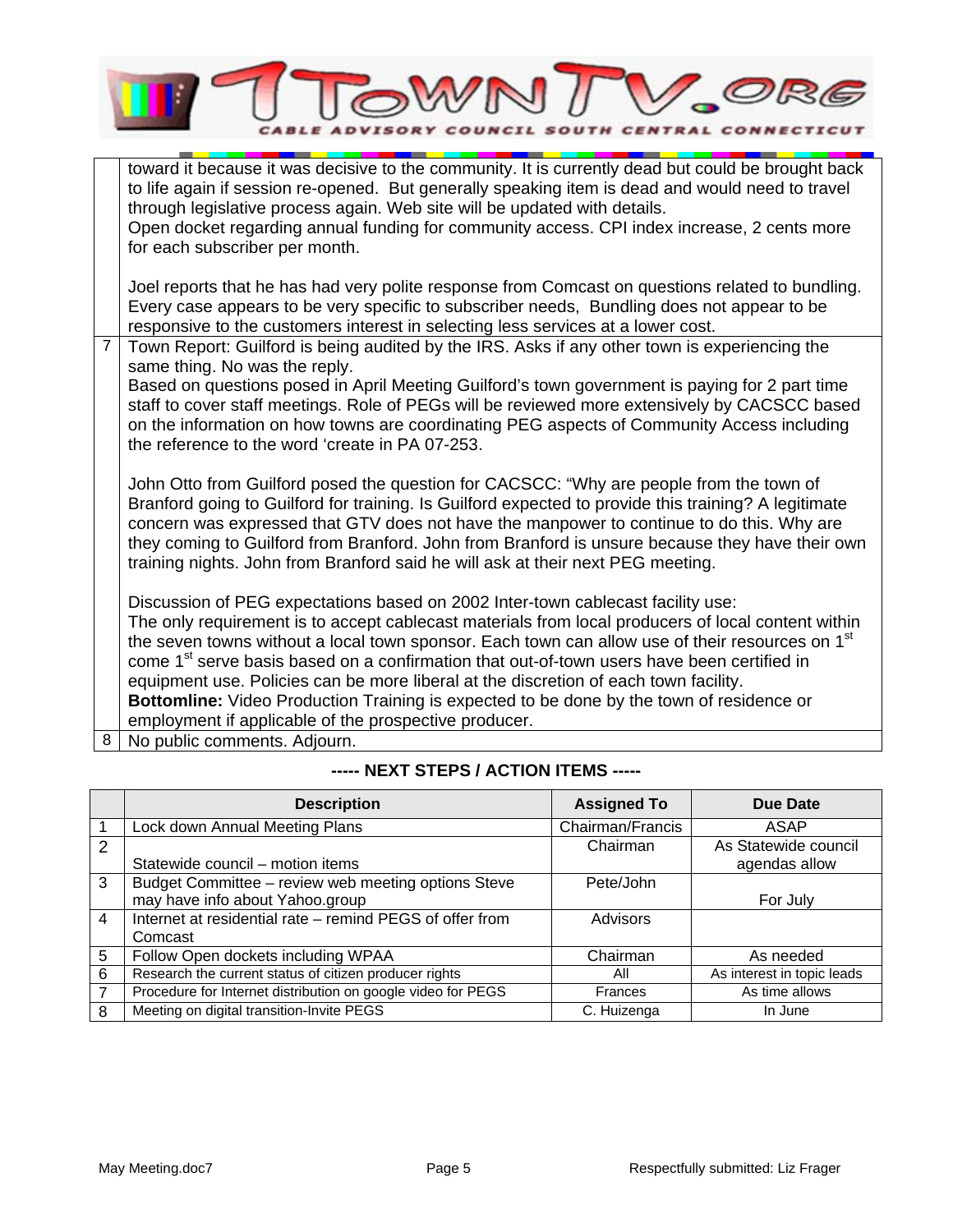| | |
|---|---|
| | toward it because it was decisive to the community. It is currently dead but could be brought back to life again if session re-opened. But generally speaking item is dead and would need to travel through legislative process again. Web site will be updated with details.<br>Open docket regarding annual funding for community access. CPI index increase, 2 cents more for each subscriber per month.<br><br>Joel reports that he has had very polite response from Comcast on questions related to bundling. Every case appears to be very specific to subscriber needs, Bundling does not appear to be responsive to the customers interest in selecting less services at a lower cost. |
| 7 | Town Report: Guilford is being audited by the IRS. Asks if any other town is experiencing the same thing. No was the reply.<br>Based on questions posed in April Meeting Guilford's town government is paying for 2 part time staff to cover staff meetings. Role of PEGs will be reviewed more extensively by CACSCC based on the information on how towns are coordinating PEG aspects of Community Access including the reference to the word 'create in PA 07-253.<br><br>John Otto from Guilford posed the question for CACSCC: "Why are people from the town of Branford going to Guilford for training. Is Guilford expected to provide this training? A legitimate concern was expressed that GTV does not have the manpower to continue to do this. Why are they coming to Guilford from Branford. John from Branford is unsure because they have their own training nights. John from Branford said he will ask at their next PEG meeting.<br><br>Discussion of PEG expectations based on 2002 Inter-town cablecast facility use:<br>The only requirement is to accept cablecast materials from local producers of local content within the seven towns without a local town sponsor. Each town can allow use of their resources on 1st come 1st serve basis based on a confirmation that out-of-town users have been certified in equipment use. Policies can be more liberal at the discretion of each town facility.<br>**Bottomline:** Video Production Training is expected to be done by the town of residence or employment if applicable of the prospective producer. |
| 8 | No public comments. Adjourn. |

**----- NEXT STEPS / ACTION ITEMS -----**

| | Description | Assigned To | Due Date |
|---|---|---|---|
| 1 | Lock down Annual Meeting Plans | Chairman/Francis | ASAP |
| 2 | Statewide council – motion items | Chairman | As Statewide council agendas allow |
| 3 | Budget Committee – review web meeting options Steve may have info about Yahoo.group | Pete/John | For July |
| 4 | Internet at residential rate – remind PEGS of offer from Comcast | Advisors | |
| 5 | Follow Open dockets including WPAA | Chairman | As needed |
| 6 | Research the current status of citizen producer rights | All | As interest in topic leads |
| 7 | Procedure for Internet distribution on google video for PEGS | Frances | As time allows |
| 8 | Meeting on digital transition-Invite PEGS | C. Huizenga | In June |